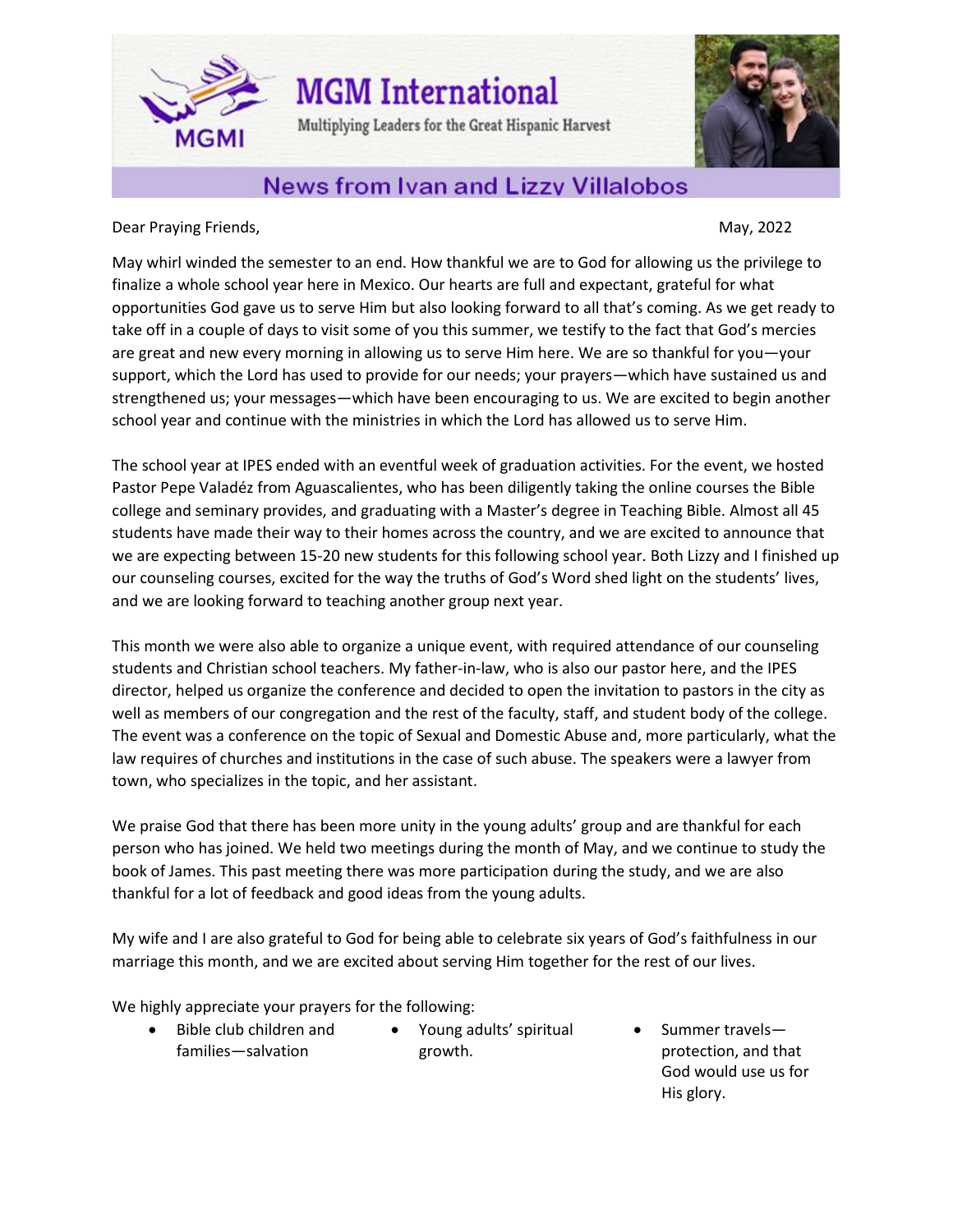# MGM International

Multiplying Leaders for the Great Hispanic Harvest

## News from Ivan and Lizzy Villalobos

Dear Praying Friends, May, 2022

May whirl winded the semester to an end. How thankful we are to God for allowing us the privilege to finalize a whole school year here in Mexico. Our hearts are full and expectant, grateful for what opportunities God gave us to serve Him but also looking forward to all that's coming. As we get ready to take off in a couple of days to visit some of you this summer, we testify to the fact that God's mercies are great and new every morning in allowing us to serve Him here. We are so thankful for you—your support, which the Lord has used to provide for our needs; your prayers—which have sustained us and strengthened us; your messages—which have been encouraging to us. We are excited to begin another school year and continue with the ministries in which the Lord has allowed us to serve Him.

The school year at IPES ended with an eventful week of graduation activities. For the event, we hosted Pastor Pepe Valadéz from Aguascalientes, who has been diligently taking the online courses the Bible college and seminary provides, and graduating with a Master's degree in Teaching Bible. Almost all 45 students have made their way to their homes across the country, and we are excited to announce that we are expecting between 15-20 new students for this following school year. Both Lizzy and I finished up our counseling courses, excited for the way the truths of God's Word shed light on the students' lives, and we are looking forward to teaching another group next year.

This month we were also able to organize a unique event, with required attendance of our counseling students and Christian school teachers. My father-in-law, who is also our pastor here, and the IPES director, helped us organize the conference and decided to open the invitation to pastors in the city as well as members of our congregation and the rest of the faculty, staff, and student body of the college. The event was a conference on the topic of Sexual and Domestic Abuse and, more particularly, what the law requires of churches and institutions in the case of such abuse. The speakers were a lawyer from town, who specializes in the topic, and her assistant.

We praise God that there has been more unity in the young adults' group and are thankful for each person who has joined. We held two meetings during the month of May, and we continue to study the book of James. This past meeting there was more participation during the study, and we are also thankful for a lot of feedback and good ideas from the young adults.

My wife and I are also grateful to God for being able to celebrate six years of God's faithfulness in our marriage this month, and we are excited about serving Him together for the rest of our lives.

We highly appreciate your prayers for the following:

- Bible club children and families—salvation
- Young adults' spiritual growth.
- Summer travels—protection, and that God would use us for His glory.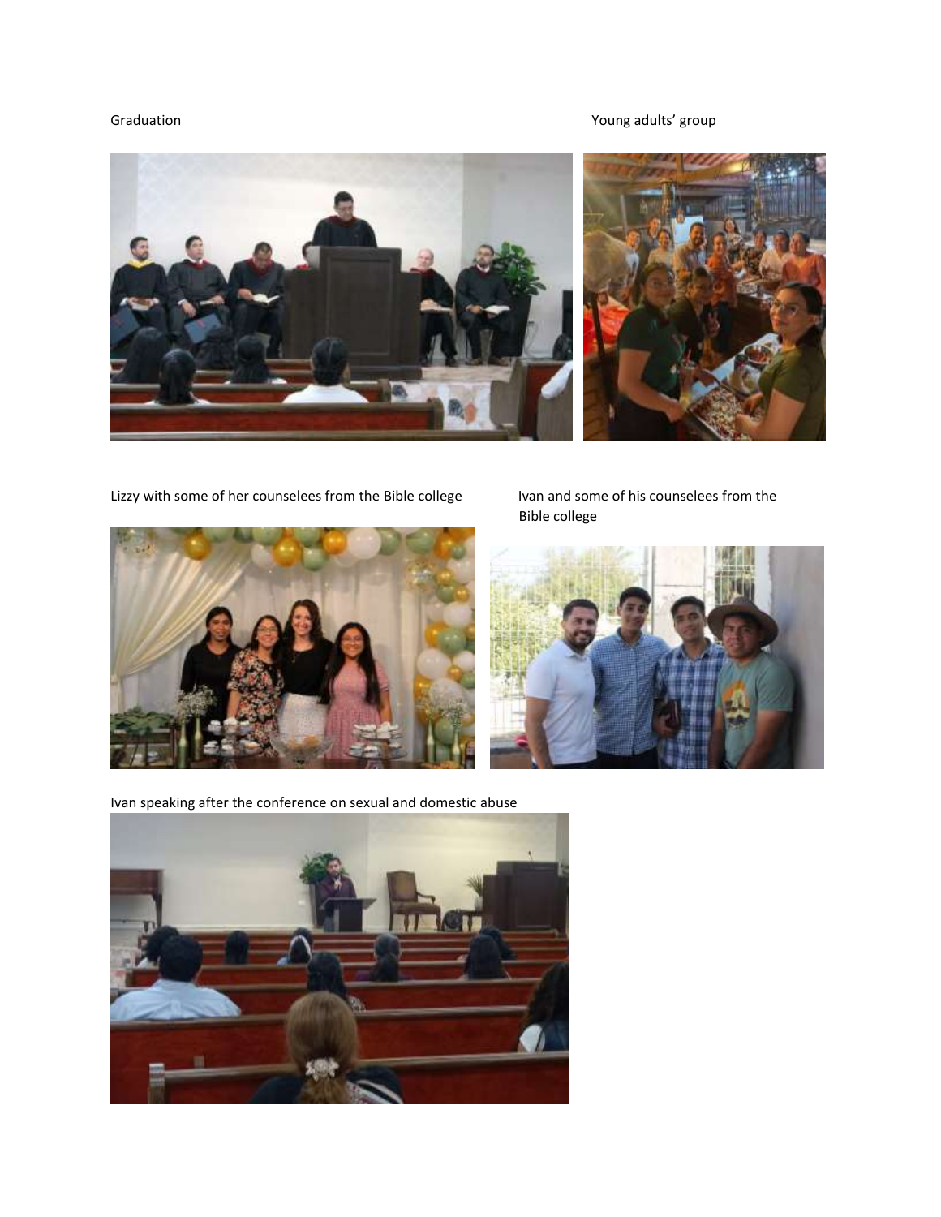Graduation

Young adults' group

Lizzy with some of her counselees from the Bible college

Ivan and some of his counselees from the Bible college

Ivan speaking after the conference on sexual and domestic abuse